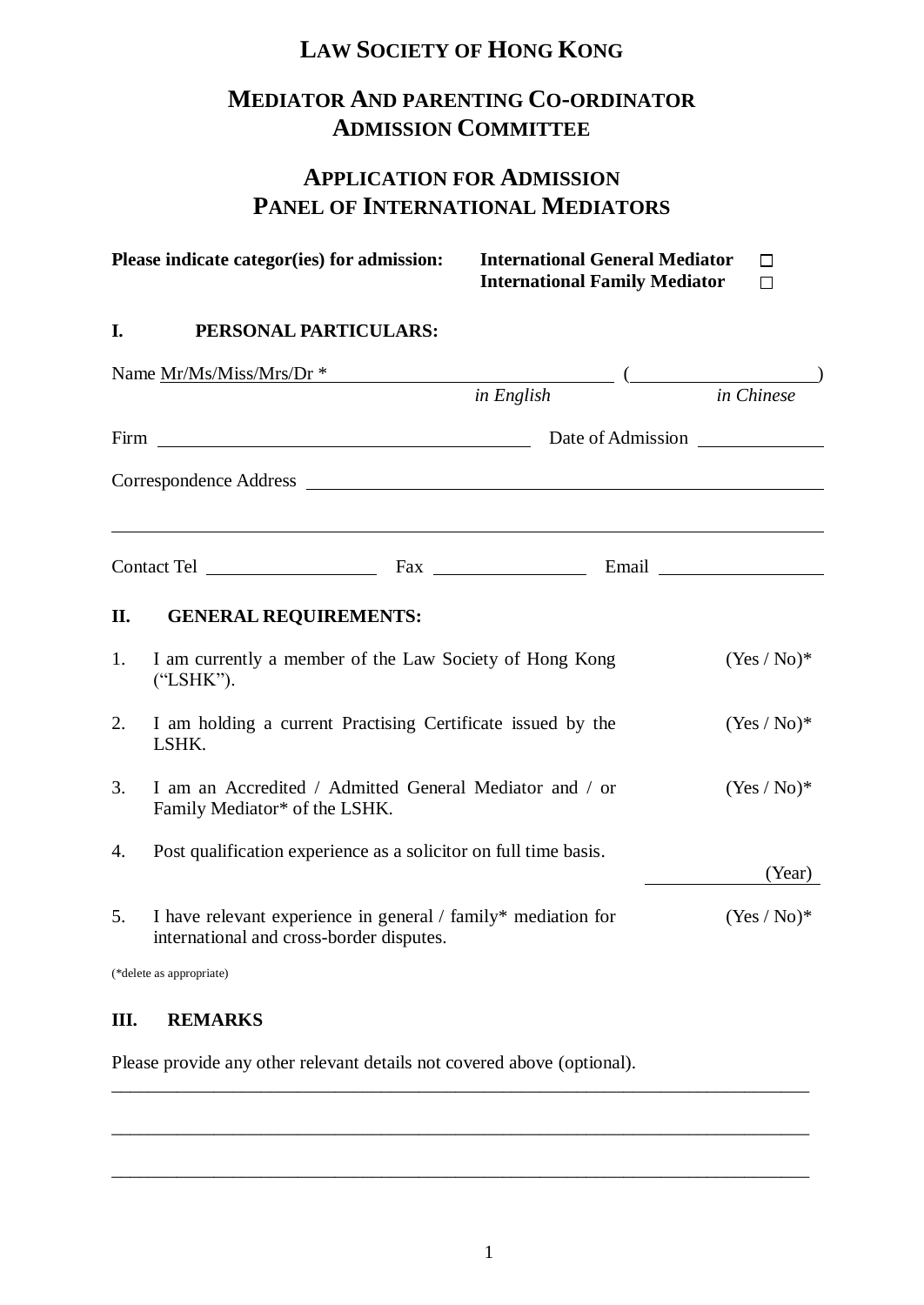# LAW SOCIETY OF HONG KONG

## MEDIATOR AND PARENTING CO-ORDINATOR ADMISSION COMMITTEE

## APPLICATION FOR ADMISSION PANEL OF INTERNATIONAL MEDIATORS

**Please indicate categor(ies) for admission:** **International General Mediator** ☐
**International Family Mediator** ☐

### I. PERSONAL PARTICULARS:

Name Mr/Ms/Miss/Mrs/Dr * ______________________________ (____________________)
*in English* *in Chinese*

Firm ________________________________________ Date of Admission ______________

Correspondence Address ______________________________________________________

_____________________________________________________________________________

Contact Tel ____________________ Fax ____________________ Email ____________________

### II. GENERAL REQUIREMENTS:

1. I am currently a member of the Law Society of Hong Kong ("LSHK"). (Yes / No)*

2. I am holding a current Practising Certificate issued by the LSHK. (Yes / No)*

3. I am an Accredited / Admitted General Mediator and / or Family Mediator* of the LSHK. (Yes / No)*

4. Post qualification experience as a solicitor on full time basis. ______________ (Year)

5. I have relevant experience in general / family* mediation for international and cross-border disputes. (Yes / No)*

(*delete as appropriate)

### III. REMARKS

Please provide any other relevant details not covered above (optional).

_____________________________________________________________________________

_____________________________________________________________________________

_____________________________________________________________________________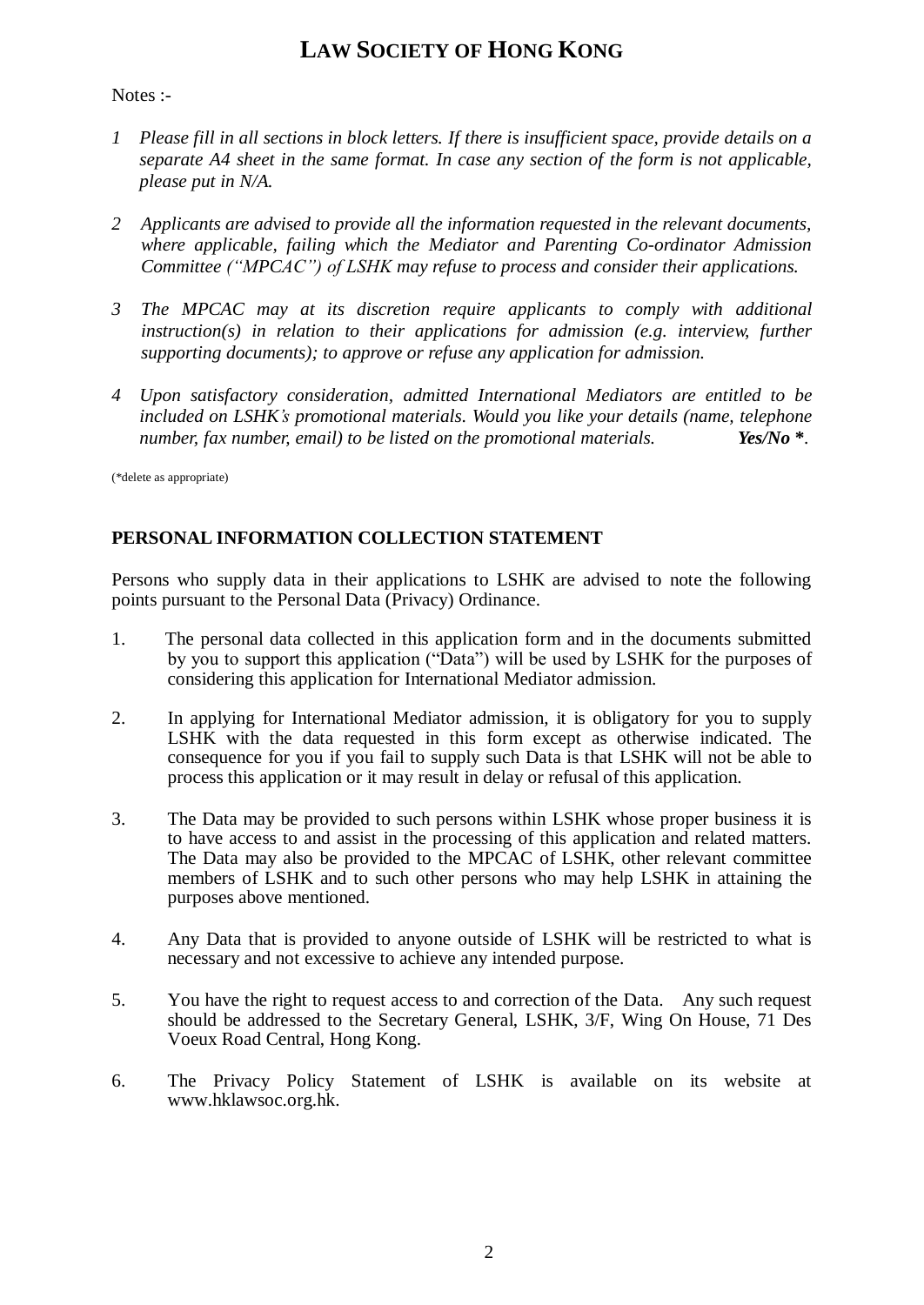# LAW SOCIETY OF HONG KONG

Notes :-

1. *Please fill in all sections in block letters. If there is insufficient space, provide details on a separate A4 sheet in the same format. In case any section of the form is not applicable, please put in N/A.*

2. *Applicants are advised to provide all the information requested in the relevant documents, where applicable, failing which the Mediator and Parenting Co-ordinator Admission Committee ("MPCAC") of LSHK may refuse to process and consider their applications.*

3. *The MPCAC may at its discretion require applicants to comply with additional instruction(s) in relation to their applications for admission (e.g. interview, further supporting documents); to approve or refuse any application for admission.*

4. *Upon satisfactory consideration, admitted International Mediators are entitled to be included on LSHK's promotional materials. Would you like your details (name, telephone number, fax number, email) to be listed on the promotional materials.* ***Yes/No \****.

(*delete as appropriate)

## PERSONAL INFORMATION COLLECTION STATEMENT

Persons who supply data in their applications to LSHK are advised to note the following points pursuant to the Personal Data (Privacy) Ordinance.

1. The personal data collected in this application form and in the documents submitted by you to support this application ("Data") will be used by LSHK for the purposes of considering this application for International Mediator admission.

2. In applying for International Mediator admission, it is obligatory for you to supply LSHK with the data requested in this form except as otherwise indicated. The consequence for you if you fail to supply such Data is that LSHK will not be able to process this application or it may result in delay or refusal of this application.

3. The Data may be provided to such persons within LSHK whose proper business it is to have access to and assist in the processing of this application and related matters. The Data may also be provided to the MPCAC of LSHK, other relevant committee members of LSHK and to such other persons who may help LSHK in attaining the purposes above mentioned.

4. Any Data that is provided to anyone outside of LSHK will be restricted to what is necessary and not excessive to achieve any intended purpose.

5. You have the right to request access to and correction of the Data. Any such request should be addressed to the Secretary General, LSHK, 3/F, Wing On House, 71 Des Voeux Road Central, Hong Kong.

6. The Privacy Policy Statement of LSHK is available on its website at www.hklawsoc.org.hk.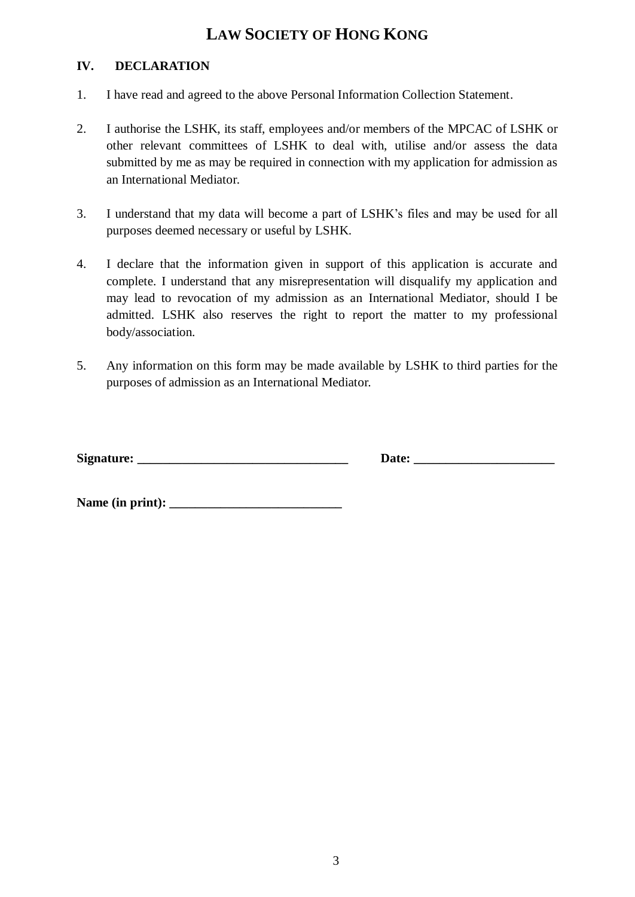# LAW SOCIETY OF HONG KONG

## IV. DECLARATION

1. I have read and agreed to the above Personal Information Collection Statement.

2. I authorise the LSHK, its staff, employees and/or members of the MPCAC of LSHK or other relevant committees of LSHK to deal with, utilise and/or assess the data submitted by me as may be required in connection with my application for admission as an International Mediator.

3. I understand that my data will become a part of LSHK's files and may be used for all purposes deemed necessary or useful by LSHK.

4. I declare that the information given in support of this application is accurate and complete. I understand that any misrepresentation will disqualify my application and may lead to revocation of my admission as an International Mediator, should I be admitted. LSHK also reserves the right to report the matter to my professional body/association.

5. Any information on this form may be made available by LSHK to third parties for the purposes of admission as an International Mediator.

**Signature: ________________________________** **Date: _____________________**

**Name (in print): __________________________**